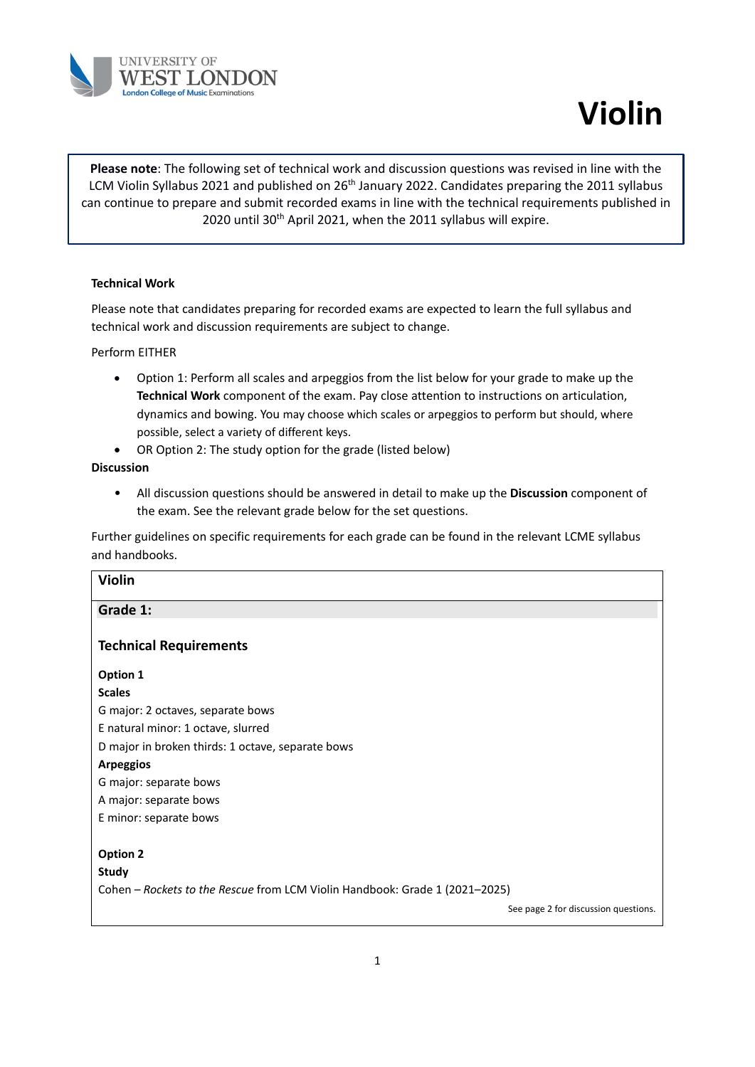UNIVERSITY OF WEST LONDON
London College of Music Examinations

# Violin

**Please note**: The following set of technical work and discussion questions was revised in line with the LCM Violin Syllabus 2021 and published on 26th January 2022. Candidates preparing the 2011 syllabus can continue to prepare and submit recorded exams in line with the technical requirements published in 2020 until 30th April 2021, when the 2011 syllabus will expire.

**Technical Work**

Please note that candidates preparing for recorded exams are expected to learn the full syllabus and technical work and discussion requirements are subject to change.

Perform EITHER

- Option 1: Perform all scales and arpeggios from the list below for your grade to make up the **Technical Work** component of the exam. Pay close attention to instructions on articulation, dynamics and bowing. You may choose which scales or arpeggios to perform but should, where possible, select a variety of different keys.
- OR Option 2: The study option for the grade (listed below)

**Discussion**

- All discussion questions should be answered in detail to make up the **Discussion** component of the exam. See the relevant grade below for the set questions.

Further guidelines on specific requirements for each grade can be found in the relevant LCME syllabus and handbooks.

## Violin

### Grade 1:

#### Technical Requirements

**Option 1**

**Scales**

G major: 2 octaves, separate bows
E natural minor: 1 octave, slurred
D major in broken thirds: 1 octave, separate bows

**Arpeggios**

G major: separate bows
A major: separate bows
E minor: separate bows

**Option 2**

**Study**

Cohen – *Rockets to the Rescue* from LCM Violin Handbook: Grade 1 (2021–2025)

See page 2 for discussion questions.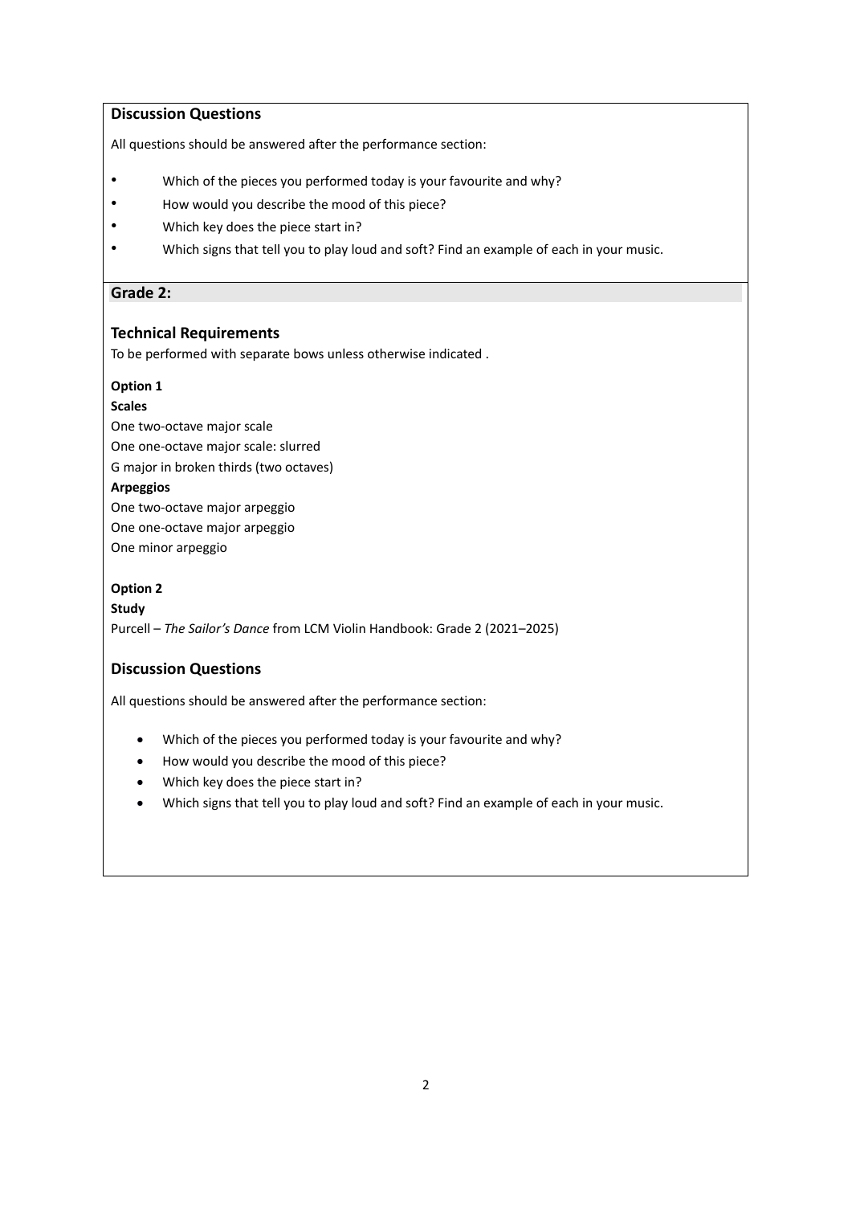## Discussion Questions

All questions should be answered after the performance section:

- Which of the pieces you performed today is your favourite and why?
- How would you describe the mood of this piece?
- Which key does the piece start in?
- Which signs that tell you to play loud and soft? Find an example of each in your music.

## Grade 2:

### Technical Requirements

To be performed with separate bows unless otherwise indicated .

**Option 1**

**Scales**

One two-octave major scale
One one-octave major scale: slurred
G major in broken thirds (two octaves)

**Arpeggios**

One two-octave major arpeggio
One one-octave major arpeggio
One minor arpeggio

**Option 2**

**Study**

Purcell – *The Sailor's Dance* from LCM Violin Handbook: Grade 2 (2021–2025)

### Discussion Questions

All questions should be answered after the performance section:

- Which of the pieces you performed today is your favourite and why?
- How would you describe the mood of this piece?
- Which key does the piece start in?
- Which signs that tell you to play loud and soft? Find an example of each in your music.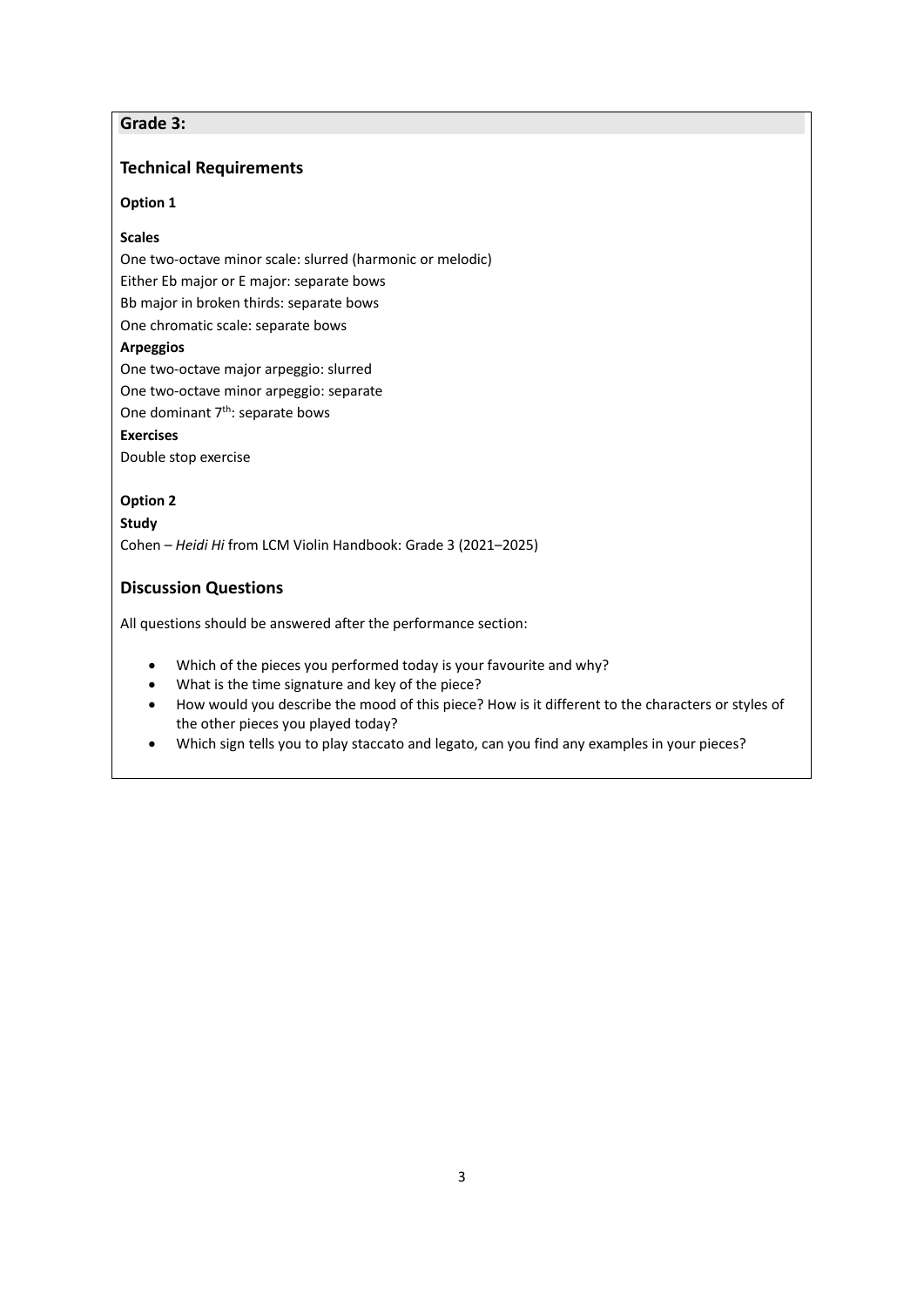## Grade 3:

### Technical Requirements

**Option 1**

**Scales**

One two-octave minor scale: slurred (harmonic or melodic)
Either Eb major or E major: separate bows
Bb major in broken thirds: separate bows
One chromatic scale: separate bows

**Arpeggios**

One two-octave major arpeggio: slurred
One two-octave minor arpeggio: separate
One dominant 7th: separate bows

**Exercises**

Double stop exercise

**Option 2**

**Study**

Cohen – *Heidi Hi* from LCM Violin Handbook: Grade 3 (2021–2025)

### Discussion Questions

All questions should be answered after the performance section:

- Which of the pieces you performed today is your favourite and why?
- What is the time signature and key of the piece?
- How would you describe the mood of this piece? How is it different to the characters or styles of the other pieces you played today?
- Which sign tells you to play staccato and legato, can you find any examples in your pieces?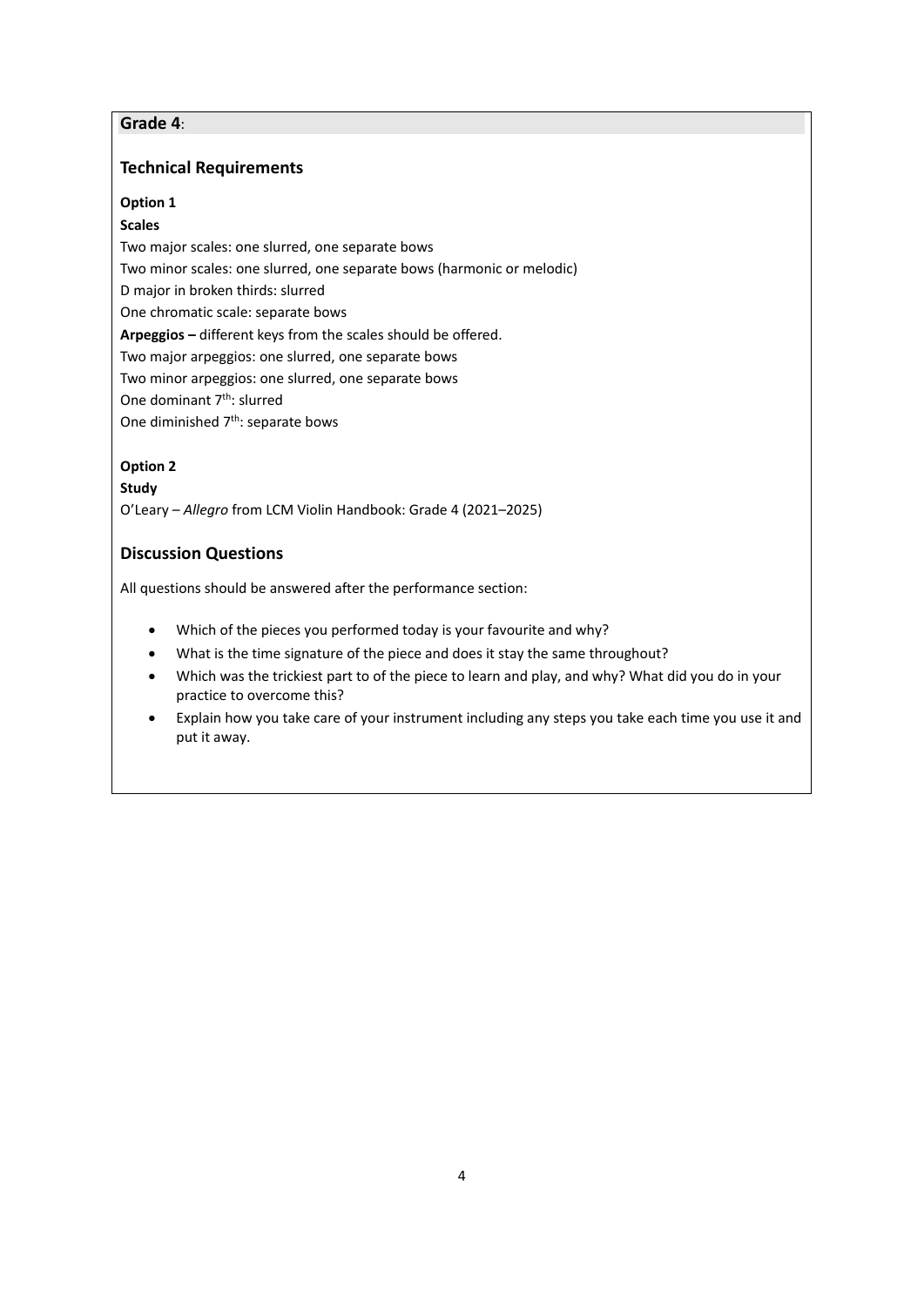## Grade 4:

### Technical Requirements

**Option 1**

**Scales**

Two major scales: one slurred, one separate bows

Two minor scales: one slurred, one separate bows (harmonic or melodic)

D major in broken thirds: slurred

One chromatic scale: separate bows

**Arpeggios –** different keys from the scales should be offered.

Two major arpeggios: one slurred, one separate bows

Two minor arpeggios: one slurred, one separate bows

One dominant 7th: slurred

One diminished 7th: separate bows

**Option 2**

**Study**

O'Leary – *Allegro* from LCM Violin Handbook: Grade 4 (2021–2025)

### Discussion Questions

All questions should be answered after the performance section:

- Which of the pieces you performed today is your favourite and why?
- What is the time signature of the piece and does it stay the same throughout?
- Which was the trickiest part to of the piece to learn and play, and why? What did you do in your practice to overcome this?
- Explain how you take care of your instrument including any steps you take each time you use it and put it away.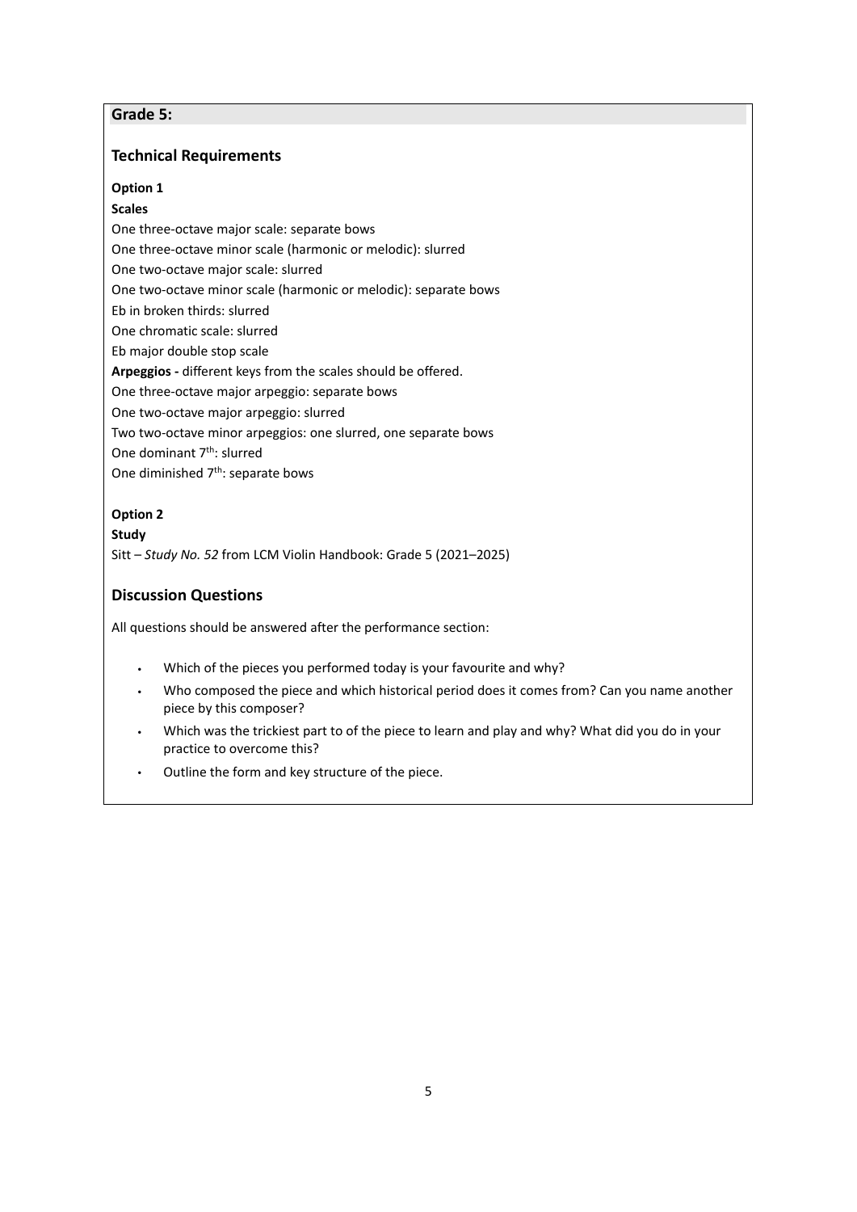## Grade 5:

### Technical Requirements

**Option 1**

**Scales**

One three-octave major scale: separate bows
One three-octave minor scale (harmonic or melodic): slurred
One two-octave major scale: slurred
One two-octave minor scale (harmonic or melodic): separate bows
Eb in broken thirds: slurred
One chromatic scale: slurred
Eb major double stop scale

**Arpeggios -** different keys from the scales should be offered.
One three-octave major arpeggio: separate bows
One two-octave major arpeggio: slurred
Two two-octave minor arpeggios: one slurred, one separate bows
One dominant 7th: slurred
One diminished 7th: separate bows

**Option 2**

**Study**

Sitt – *Study No. 52* from LCM Violin Handbook: Grade 5 (2021–2025)

### Discussion Questions

All questions should be answered after the performance section:

- Which of the pieces you performed today is your favourite and why?
- Who composed the piece and which historical period does it comes from? Can you name another piece by this composer?
- Which was the trickiest part to of the piece to learn and play and why? What did you do in your practice to overcome this?
- Outline the form and key structure of the piece.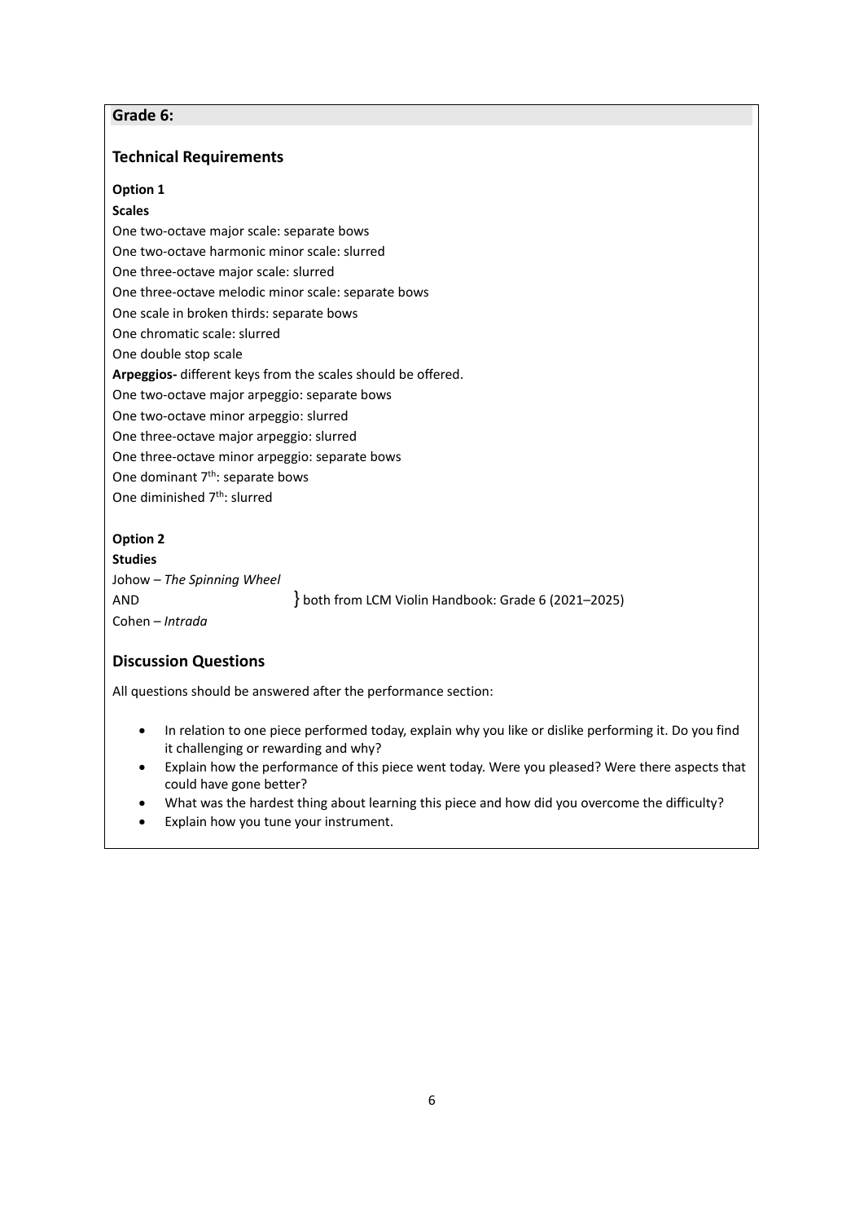## Grade 6:

### Technical Requirements

**Option 1**

**Scales**

One two-octave major scale: separate bows
One two-octave harmonic minor scale: slurred
One three-octave major scale: slurred
One three-octave melodic minor scale: separate bows
One scale in broken thirds: separate bows
One chromatic scale: slurred
One double stop scale

**Arpeggios-** different keys from the scales should be offered.

One two-octave major arpeggio: separate bows
One two-octave minor arpeggio: slurred
One three-octave major arpeggio: slurred
One three-octave minor arpeggio: separate bows
One dominant 7th: separate bows
One diminished 7th: slurred

**Option 2**

**Studies**

Johow – *The Spinning Wheel*
AND } both from LCM Violin Handbook: Grade 6 (2021–2025)
Cohen – *Intrada*

### Discussion Questions

All questions should be answered after the performance section:

- In relation to one piece performed today, explain why you like or dislike performing it. Do you find it challenging or rewarding and why?
- Explain how the performance of this piece went today. Were you pleased? Were there aspects that could have gone better?
- What was the hardest thing about learning this piece and how did you overcome the difficulty?
- Explain how you tune your instrument.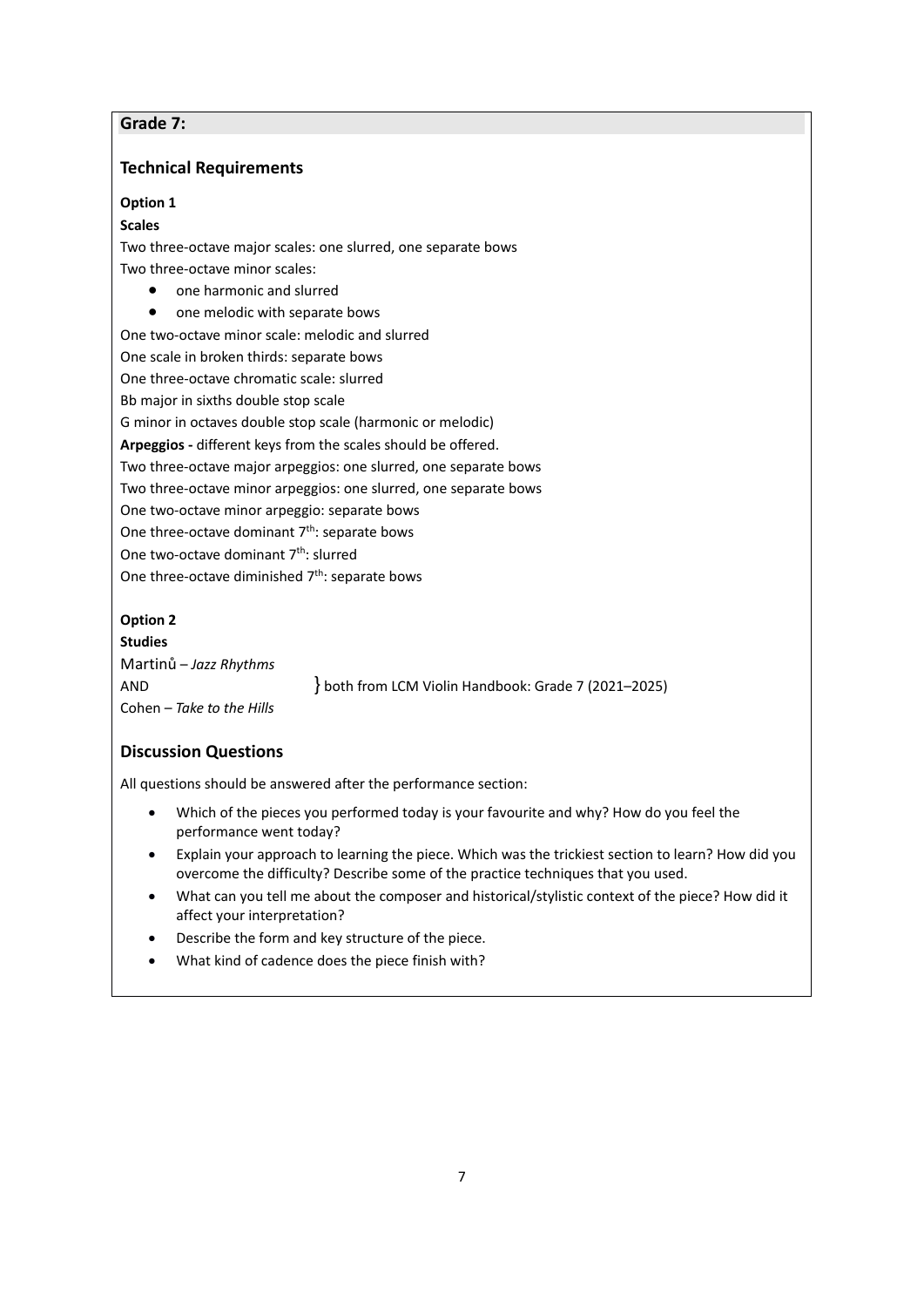## Grade 7:

### Technical Requirements

**Option 1**

**Scales**

Two three-octave major scales: one slurred, one separate bows

Two three-octave minor scales:

- one harmonic and slurred
- one melodic with separate bows

One two-octave minor scale: melodic and slurred

One scale in broken thirds: separate bows

One three-octave chromatic scale: slurred

Bb major in sixths double stop scale

G minor in octaves double stop scale (harmonic or melodic)

**Arpeggios -** different keys from the scales should be offered.

Two three-octave major arpeggios: one slurred, one separate bows

Two three-octave minor arpeggios: one slurred, one separate bows

One two-octave minor arpeggio: separate bows

One three-octave dominant 7th: separate bows

One two-octave dominant 7th: slurred

One three-octave diminished 7th: separate bows

**Option 2**

**Studies**

Martinů – *Jazz Rhythms*
AND
Cohen – *Take to the Hills*

} both from LCM Violin Handbook: Grade 7 (2021–2025)

### Discussion Questions

All questions should be answered after the performance section:

- Which of the pieces you performed today is your favourite and why? How do you feel the performance went today?
- Explain your approach to learning the piece. Which was the trickiest section to learn? How did you overcome the difficulty? Describe some of the practice techniques that you used.
- What can you tell me about the composer and historical/stylistic context of the piece? How did it affect your interpretation?
- Describe the form and key structure of the piece.
- What kind of cadence does the piece finish with?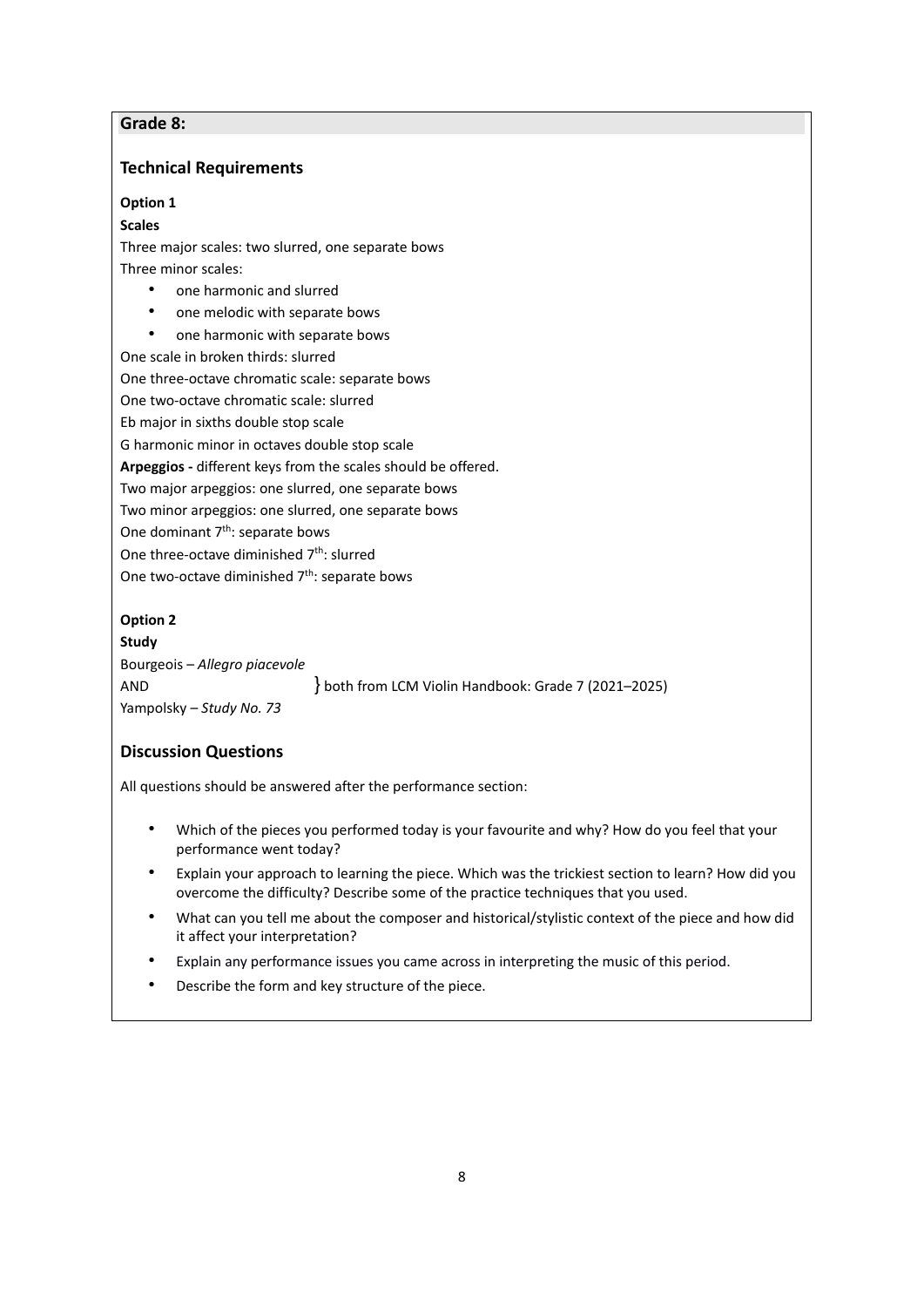## Grade 8:

### Technical Requirements

**Option 1**

**Scales**

Three major scales: two slurred, one separate bows

Three minor scales:

- one harmonic and slurred
- one melodic with separate bows
- one harmonic with separate bows

One scale in broken thirds: slurred

One three-octave chromatic scale: separate bows

One two-octave chromatic scale: slurred

Eb major in sixths double stop scale

G harmonic minor in octaves double stop scale

**Arpeggios -** different keys from the scales should be offered.

Two major arpeggios: one slurred, one separate bows

Two minor arpeggios: one slurred, one separate bows

One dominant 7th: separate bows

One three-octave diminished 7th: slurred

One two-octave diminished 7th: separate bows

**Option 2**

**Study**

Bourgeois – *Allegro piacevole*

AND } both from LCM Violin Handbook: Grade 7 (2021–2025)

Yampolsky – *Study No. 73*

### Discussion Questions

All questions should be answered after the performance section:

- Which of the pieces you performed today is your favourite and why? How do you feel that your performance went today?
- Explain your approach to learning the piece. Which was the trickiest section to learn? How did you overcome the difficulty? Describe some of the practice techniques that you used.
- What can you tell me about the composer and historical/stylistic context of the piece and how did it affect your interpretation?
- Explain any performance issues you came across in interpreting the music of this period.
- Describe the form and key structure of the piece.